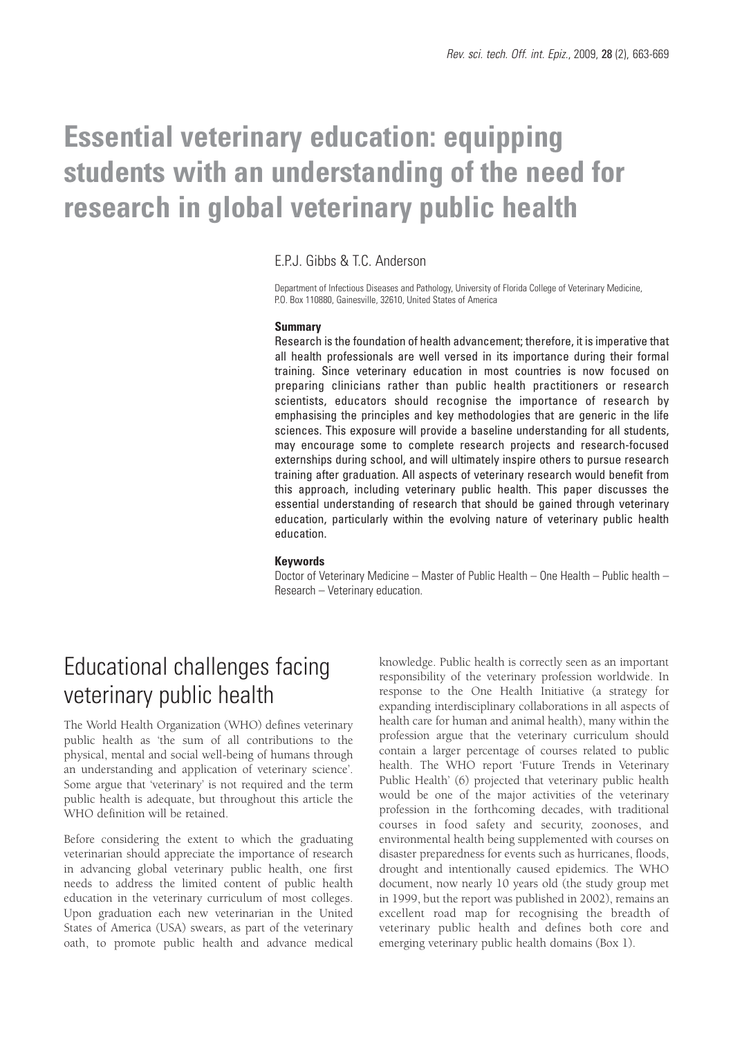# Essential veterinary education: equipping students with an understanding of the need for research in global veterinary public health

E.P.J. Gibbs & T.C. Anderson

Department of Infectious Diseases and Pathology, University of Florida College of Veterinary Medicine, P.O. Box 110880, Gainesville, 32610, United States of America

### Summary

Research is the foundation of health advancement; therefore, it is imperative that all health professionals are well versed in its importance during their formal training. Since veterinary education in most countries is now focused on preparing clinicians rather than public health practitioners or research scientists, educators should recognise the importance of research by emphasising the principles and key methodologies that are generic in the life sciences. This exposure will provide a baseline understanding for all students, may encourage some to complete research projects and research-focused externships during school, and will ultimately inspire others to pursue research training after graduation. All aspects of veterinary research would benefit from this approach, including veterinary public health. This paper discusses the essential understanding of research that should be gained through veterinary education, particularly within the evolving nature of veterinary public health education.

### Keywords

Doctor of Veterinary Medicine – Master of Public Health – One Health – Public health – Research – Veterinary education.

## Educational challenges facing veterinary public health

The World Health Organization (WHO) defines veterinary public health as 'the sum of all contributions to the physical, mental and social well-being of humans through an understanding and application of veterinary science'. Some argue that 'veterinary' is not required and the term public health is adequate, but throughout this article the WHO definition will be retained.

Before considering the extent to which the graduating veterinarian should appreciate the importance of research in advancing global veterinary public health, one first needs to address the limited content of public health education in the veterinary curriculum of most colleges. Upon graduation each new veterinarian in the United States of America (USA) swears, as part of the veterinary oath, to promote public health and advance medical knowledge. Public health is correctly seen as an important responsibility of the veterinary profession worldwide. In response to the One Health Initiative (a strategy for expanding interdisciplinary collaborations in all aspects of health care for human and animal health), many within the profession argue that the veterinary curriculum should contain a larger percentage of courses related to public health. The WHO report 'Future Trends in Veterinary Public Health' (6) projected that veterinary public health would be one of the major activities of the veterinary profession in the forthcoming decades, with traditional courses in food safety and security, zoonoses, and environmental health being supplemented with courses on disaster preparedness for events such as hurricanes, floods, drought and intentionally caused epidemics. The WHO document, now nearly 10 years old (the study group met in 1999, but the report was published in 2002), remains an excellent road map for recognising the breadth of veterinary public health and defines both core and emerging veterinary public health domains (Box 1).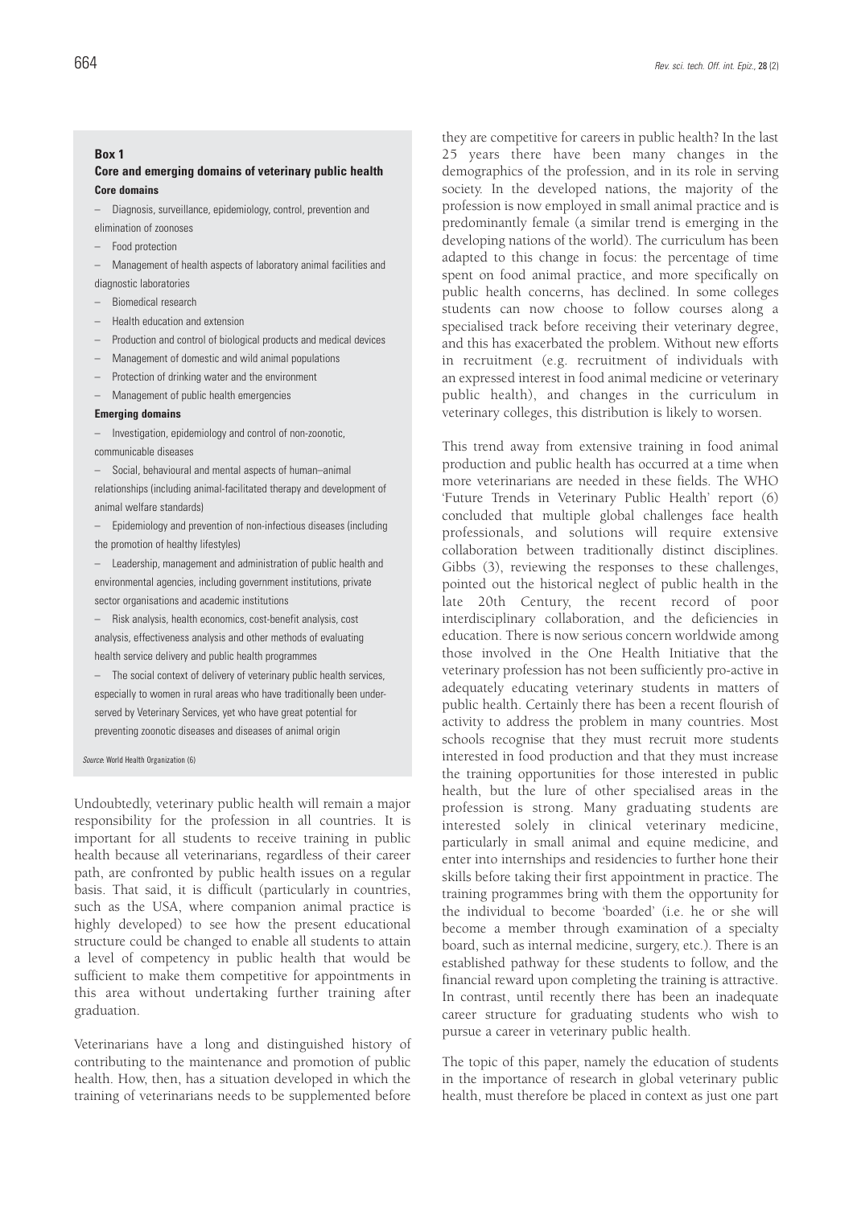**Box 1**

**Core and emerging domains of veterinary public health**

**Core domains**

- Diagnosis, surveillance, epidemiology, control, prevention and elimination of zoonoses
- Food protection
- Management of health aspects of laboratory animal facilities and diagnostic laboratories
- Biomedical research
- Health education and extension
- Production and control of biological products and medical devices
- Management of domestic and wild animal populations
- Protection of drinking water and the environment
- Management of public health emergencies

**Emerging domains**

- Investigation, epidemiology and control of non-zoonotic, communicable diseases
- Social, behavioural and mental aspects of human–animal relationships (including animal-facilitated therapy and development of animal welfare standards)
- Epidemiology and prevention of non-infectious diseases (including the promotion of healthy lifestyles)
- Leadership, management and administration of public health and environmental agencies, including government institutions, private sector organisations and academic institutions
- Risk analysis, health economics, cost-benefit analysis, cost analysis, effectiveness analysis and other methods of evaluating health service delivery and public health programmes
- The social context of delivery of veterinary public health services, especially to women in rural areas who have traditionally been under-served by Veterinary Services, yet who have great potential for preventing zoonotic diseases and diseases of animal origin

*Source*: World Health Organization (6)

Undoubtedly, veterinary public health will remain a major responsibility for the profession in all countries. It is important for all students to receive training in public health because all veterinarians, regardless of their career path, are confronted by public health issues on a regular basis. That said, it is difficult (particularly in countries, such as the USA, where companion animal practice is highly developed) to see how the present educational structure could be changed to enable all students to attain a level of competency in public health that would be sufficient to make them competitive for appointments in this area without undertaking further training after graduation.

Veterinarians have a long and distinguished history of contributing to the maintenance and promotion of public health. How, then, has a situation developed in which the training of veterinarians needs to be supplemented before they are competitive for careers in public health? In the last 25 years there have been many changes in the demographics of the profession, and in its role in serving society. In the developed nations, the majority of the profession is now employed in small animal practice and is predominantly female (a similar trend is emerging in the developing nations of the world). The curriculum has been adapted to this change in focus: the percentage of time spent on food animal practice, and more specifically on public health concerns, has declined. In some colleges students can now choose to follow courses along a specialised track before receiving their veterinary degree, and this has exacerbated the problem. Without new efforts in recruitment (e.g. recruitment of individuals with an expressed interest in food animal medicine or veterinary public health), and changes in the curriculum in veterinary colleges, this distribution is likely to worsen.

This trend away from extensive training in food animal production and public health has occurred at a time when more veterinarians are needed in these fields. The WHO 'Future Trends in Veterinary Public Health' report (6) concluded that multiple global challenges face health professionals, and solutions will require extensive collaboration between traditionally distinct disciplines. Gibbs (3), reviewing the responses to these challenges, pointed out the historical neglect of public health in the late 20th Century, the recent record of poor interdisciplinary collaboration, and the deficiencies in education. There is now serious concern worldwide among those involved in the One Health Initiative that the veterinary profession has not been sufficiently pro-active in adequately educating veterinary students in matters of public health. Certainly there has been a recent flourish of activity to address the problem in many countries. Most schools recognise that they must recruit more students interested in food production and that they must increase the training opportunities for those interested in public health, but the lure of other specialised areas in the profession is strong. Many graduating students are interested solely in clinical veterinary medicine, particularly in small animal and equine medicine, and enter into internships and residencies to further hone their skills before taking their first appointment in practice. The training programmes bring with them the opportunity for the individual to become 'boarded' (i.e. he or she will become a member through examination of a specialty board, such as internal medicine, surgery, etc.). There is an established pathway for these students to follow, and the financial reward upon completing the training is attractive. In contrast, until recently there has been an inadequate career structure for graduating students who wish to pursue a career in veterinary public health.

The topic of this paper, namely the education of students in the importance of research in global veterinary public health, must therefore be placed in context as just one part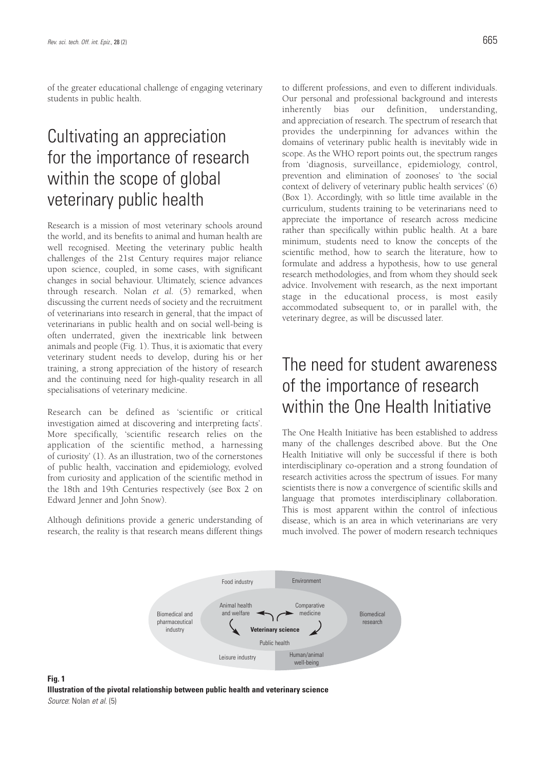of the greater educational challenge of engaging veterinary students in public health.

## Cultivating an appreciation for the importance of research within the scope of global veterinary public health

Research is a mission of most veterinary schools around the world, and its benefits to animal and human health are well recognised. Meeting the veterinary public health challenges of the 21st Century requires major reliance upon science, coupled, in some cases, with significant changes in social behaviour. Ultimately, science advances through research. Nolan *et al.* (5) remarked, when discussing the current needs of society and the recruitment of veterinarians into research in general, that the impact of veterinarians in public health and on social well-being is often underrated, given the inextricable link between animals and people (Fig. 1). Thus, it is axiomatic that every veterinary student needs to develop, during his or her training, a strong appreciation of the history of research and the continuing need for high-quality research in all specialisations of veterinary medicine.

Research can be defined as 'scientific or critical investigation aimed at discovering and interpreting facts'. More specifically, 'scientific research relies on the application of the scientific method, a harnessing of curiosity' (1). As an illustration, two of the cornerstones of public health, vaccination and epidemiology, evolved from curiosity and application of the scientific method in the 18th and 19th Centuries respectively (see Box 2 on Edward Jenner and John Snow).

Although definitions provide a generic understanding of research, the reality is that research means different things to different professions, and even to different individuals. Our personal and professional background and interests inherently bias our definition, understanding, and appreciation of research. The spectrum of research that provides the underpinning for advances within the domains of veterinary public health is inevitably wide in scope. As the WHO report points out, the spectrum ranges from 'diagnosis, surveillance, epidemiology, control, prevention and elimination of zoonoses' to 'the social context of delivery of veterinary public health services' (6) (Box 1). Accordingly, with so little time available in the curriculum, students training to be veterinarians need to appreciate the importance of research across medicine rather than specifically within public health. At a bare minimum, students need to know the concepts of the scientific method, how to search the literature, how to formulate and address a hypothesis, how to use general research methodologies, and from whom they should seek advice. Involvement with research, as the next important stage in the educational process, is most easily accommodated subsequent to, or in parallel with, the veterinary degree, as will be discussed later.

## The need for student awareness of the importance of research within the One Health Initiative

The One Health Initiative has been established to address many of the challenges described above. But the One Health Initiative will only be successful if there is both interdisciplinary co-operation and a strong foundation of research activities across the spectrum of issues. For many scientists there is now a convergence of scientific skills and language that promotes interdisciplinary collaboration. This is most apparent within the control of infectious disease, which is an area in which veterinarians are very much involved. The power of modern research techniques

Food industry | Environment | Biomedical and pharmaceutical industry | Animal health and welfare | Comparative medicine | Veterinary science | Public health | Biomedical research | Leisure industry | Human/animal well-being

**Fig. 1**
**Illustration of the pivotal relationship between public health and veterinary science**
*Source*: Nolan *et al.* (5)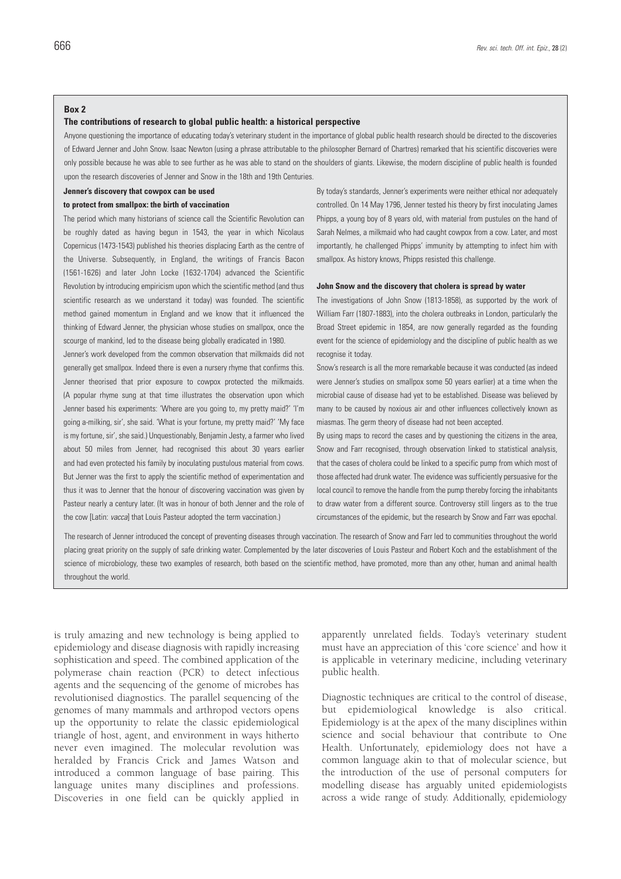**Box 2**

**The contributions of research to global public health: a historical perspective**

Anyone questioning the importance of educating today's veterinary student in the importance of global public health research should be directed to the discoveries of Edward Jenner and John Snow. Isaac Newton (using a phrase attributable to the philosopher Bernard of Chartres) remarked that his scientific discoveries were only possible because he was able to see further as he was able to stand on the shoulders of giants. Likewise, the modern discipline of public health is founded upon the research discoveries of Jenner and Snow in the 18th and 19th Centuries.

**Jenner's discovery that cowpox can be used to protect from smallpox: the birth of vaccination**

The period which many historians of science call the Scientific Revolution can be roughly dated as having begun in 1543, the year in which Nicolaus Copernicus (1473-1543) published his theories displacing Earth as the centre of the Universe. Subsequently, in England, the writings of Francis Bacon (1561-1626) and later John Locke (1632-1704) advanced the Scientific Revolution by introducing empiricism upon which the scientific method (and thus scientific research as we understand it today) was founded. The scientific method gained momentum in England and we know that it influenced the thinking of Edward Jenner, the physician whose studies on smallpox, once the scourge of mankind, led to the disease being globally eradicated in 1980.

Jenner's work developed from the common observation that milkmaids did not generally get smallpox. Indeed there is even a nursery rhyme that confirms this. Jenner theorised that prior exposure to cowpox protected the milkmaids. (A popular rhyme sung at that time illustrates the observation upon which Jenner based his experiments: 'Where are you going to, my pretty maid?' 'I'm going a-milking, sir', she said. 'What is your fortune, my pretty maid?' 'My face is my fortune, sir', she said.) Unquestionably, Benjamin Jesty, a farmer who lived about 50 miles from Jenner, had recognised this about 30 years earlier and had even protected his family by inoculating pustulous material from cows. But Jenner was the first to apply the scientific method of experimentation and thus it was to Jenner that the honour of discovering vaccination was given by Pasteur nearly a century later. (It was in honour of both Jenner and the role of the cow [Latin: *vacca*] that Louis Pasteur adopted the term vaccination.)

By today's standards, Jenner's experiments were neither ethical nor adequately controlled. On 14 May 1796, Jenner tested his theory by first inoculating James Phipps, a young boy of 8 years old, with material from pustules on the hand of Sarah Nelmes, a milkmaid who had caught cowpox from a cow. Later, and most importantly, he challenged Phipps' immunity by attempting to infect him with smallpox. As history knows, Phipps resisted this challenge.

**John Snow and the discovery that cholera is spread by water**

The investigations of John Snow (1813-1858), as supported by the work of William Farr (1807-1883), into the cholera outbreaks in London, particularly the Broad Street epidemic in 1854, are now generally regarded as the founding event for the science of epidemiology and the discipline of public health as we recognise it today.

Snow's research is all the more remarkable because it was conducted (as indeed were Jenner's studies on smallpox some 50 years earlier) at a time when the microbial cause of disease had yet to be established. Disease was believed by many to be caused by noxious air and other influences collectively known as miasmas. The germ theory of disease had not been accepted.

By using maps to record the cases and by questioning the citizens in the area, Snow and Farr recognised, through observation linked to statistical analysis, that the cases of cholera could be linked to a specific pump from which most of those affected had drunk water. The evidence was sufficiently persuasive for the local council to remove the handle from the pump thereby forcing the inhabitants to draw water from a different source. Controversy still lingers as to the true circumstances of the epidemic, but the research by Snow and Farr was epochal.

The research of Jenner introduced the concept of preventing diseases through vaccination. The research of Snow and Farr led to communities throughout the world placing great priority on the supply of safe drinking water. Complemented by the later discoveries of Louis Pasteur and Robert Koch and the establishment of the science of microbiology, these two examples of research, both based on the scientific method, have promoted, more than any other, human and animal health throughout the world.

---

is truly amazing and new technology is being applied to epidemiology and disease diagnosis with rapidly increasing sophistication and speed. The combined application of the polymerase chain reaction (PCR) to detect infectious agents and the sequencing of the genome of microbes has revolutionised diagnostics. The parallel sequencing of the genomes of many mammals and arthropod vectors opens up the opportunity to relate the classic epidemiological triangle of host, agent, and environment in ways hitherto never even imagined. The molecular revolution was heralded by Francis Crick and James Watson and introduced a common language of base pairing. This language unites many disciplines and professions. Discoveries in one field can be quickly applied in apparently unrelated fields. Today's veterinary student must have an appreciation of this 'core science' and how it is applicable in veterinary medicine, including veterinary public health.

Diagnostic techniques are critical to the control of disease, but epidemiological knowledge is also critical. Epidemiology is at the apex of the many disciplines within science and social behaviour that contribute to One Health. Unfortunately, epidemiology does not have a common language akin to that of molecular science, but the introduction of the use of personal computers for modelling disease has arguably united epidemiologists across a wide range of study. Additionally, epidemiology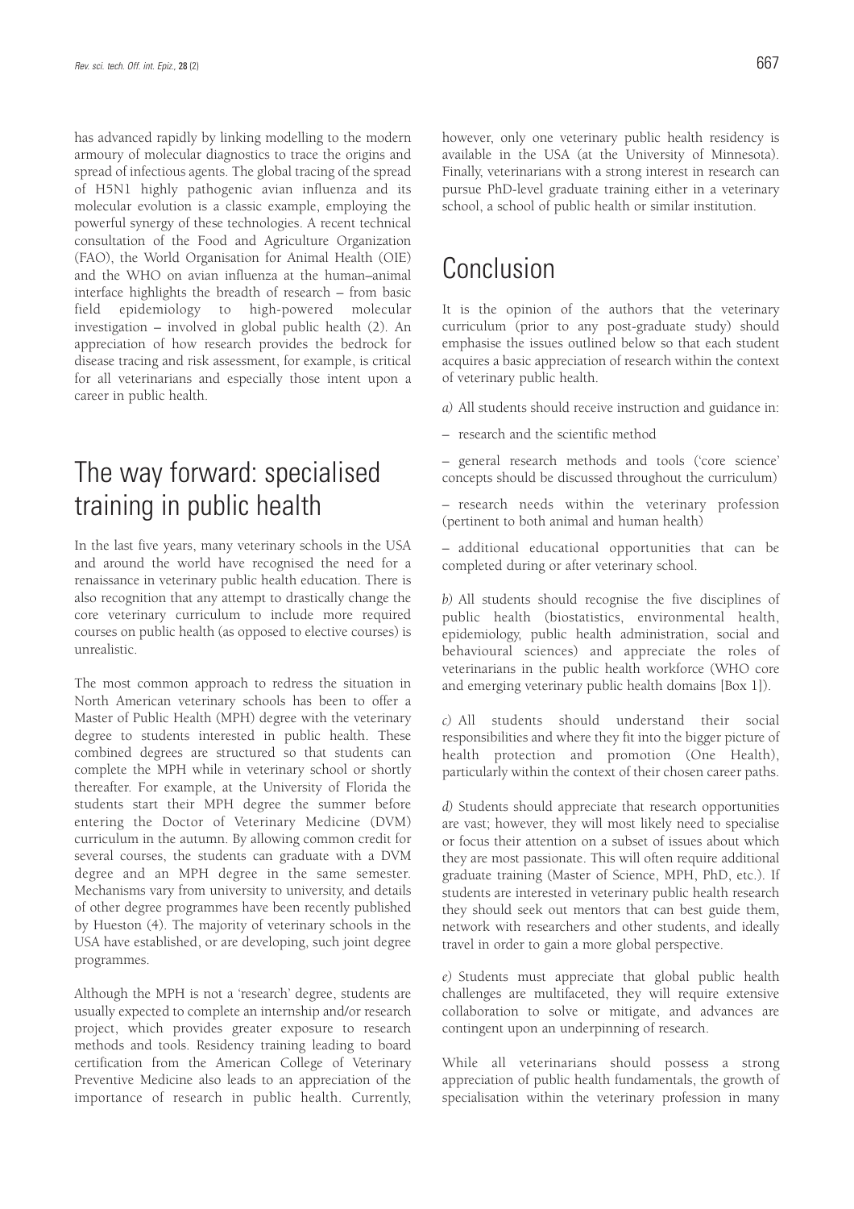has advanced rapidly by linking modelling to the modern armoury of molecular diagnostics to trace the origins and spread of infectious agents. The global tracing of the spread of H5N1 highly pathogenic avian influenza and its molecular evolution is a classic example, employing the powerful synergy of these technologies. A recent technical consultation of the Food and Agriculture Organization (FAO), the World Organisation for Animal Health (OIE) and the WHO on avian influenza at the human–animal interface highlights the breadth of research – from basic field epidemiology to high-powered molecular investigation – involved in global public health (2). An appreciation of how research provides the bedrock for disease tracing and risk assessment, for example, is critical for all veterinarians and especially those intent upon a career in public health.

## The way forward: specialised training in public health

In the last five years, many veterinary schools in the USA and around the world have recognised the need for a renaissance in veterinary public health education. There is also recognition that any attempt to drastically change the core veterinary curriculum to include more required courses on public health (as opposed to elective courses) is unrealistic.

The most common approach to redress the situation in North American veterinary schools has been to offer a Master of Public Health (MPH) degree with the veterinary degree to students interested in public health. These combined degrees are structured so that students can complete the MPH while in veterinary school or shortly thereafter. For example, at the University of Florida the students start their MPH degree the summer before entering the Doctor of Veterinary Medicine (DVM) curriculum in the autumn. By allowing common credit for several courses, the students can graduate with a DVM degree and an MPH degree in the same semester. Mechanisms vary from university to university, and details of other degree programmes have been recently published by Hueston (4). The majority of veterinary schools in the USA have established, or are developing, such joint degree programmes.

Although the MPH is not a 'research' degree, students are usually expected to complete an internship and/or research project, which provides greater exposure to research methods and tools. Residency training leading to board certification from the American College of Veterinary Preventive Medicine also leads to an appreciation of the importance of research in public health. Currently, however, only one veterinary public health residency is available in the USA (at the University of Minnesota). Finally, veterinarians with a strong interest in research can pursue PhD-level graduate training either in a veterinary school, a school of public health or similar institution.

## Conclusion

It is the opinion of the authors that the veterinary curriculum (prior to any post-graduate study) should emphasise the issues outlined below so that each student acquires a basic appreciation of research within the context of veterinary public health.

*a)* All students should receive instruction and guidance in:

– research and the scientific method

– general research methods and tools ('core science' concepts should be discussed throughout the curriculum)

– research needs within the veterinary profession (pertinent to both animal and human health)

– additional educational opportunities that can be completed during or after veterinary school.

*b)* All students should recognise the five disciplines of public health (biostatistics, environmental health, epidemiology, public health administration, social and behavioural sciences) and appreciate the roles of veterinarians in the public health workforce (WHO core and emerging veterinary public health domains [Box 1]).

*c)* All students should understand their social responsibilities and where they fit into the bigger picture of health protection and promotion (One Health), particularly within the context of their chosen career paths.

*d)* Students should appreciate that research opportunities are vast; however, they will most likely need to specialise or focus their attention on a subset of issues about which they are most passionate. This will often require additional graduate training (Master of Science, MPH, PhD, etc.). If students are interested in veterinary public health research they should seek out mentors that can best guide them, network with researchers and other students, and ideally travel in order to gain a more global perspective.

*e)* Students must appreciate that global public health challenges are multifaceted, they will require extensive collaboration to solve or mitigate, and advances are contingent upon an underpinning of research.

While all veterinarians should possess a strong appreciation of public health fundamentals, the growth of specialisation within the veterinary profession in many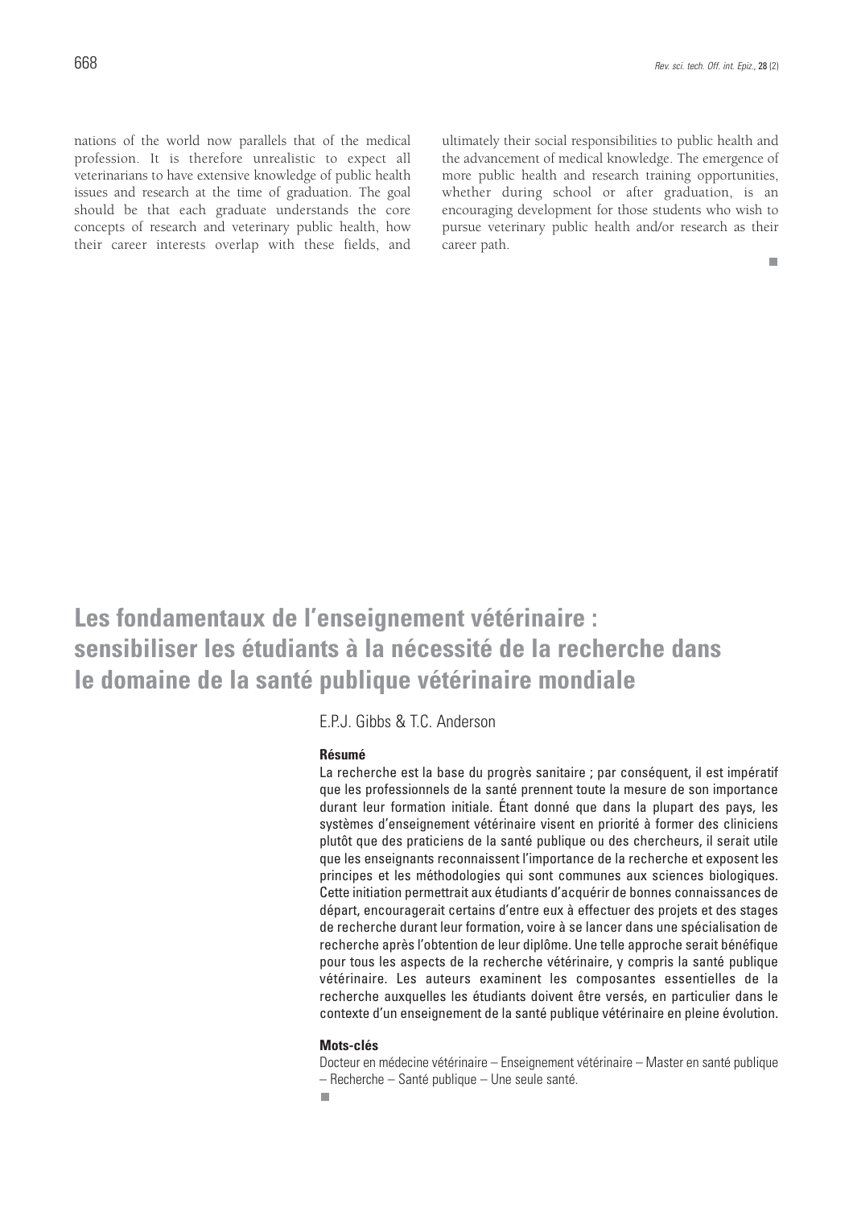nations of the world now parallels that of the medical profession. It is therefore unrealistic to expect all veterinarians to have extensive knowledge of public health issues and research at the time of graduation. The goal should be that each graduate understands the core concepts of research and veterinary public health, how their career interests overlap with these fields, and ultimately their social responsibilities to public health and the advancement of medical knowledge. The emergence of more public health and research training opportunities, whether during school or after graduation, is an encouraging development for those students who wish to pursue veterinary public health and/or research as their career path.

# Les fondamentaux de l'enseignement vétérinaire : sensibiliser les étudiants à la nécessité de la recherche dans le domaine de la santé publique vétérinaire mondiale

E.P.J. Gibbs & T.C. Anderson

**Résumé**

La recherche est la base du progrès sanitaire ; par conséquent, il est impératif que les professionnels de la santé prennent toute la mesure de son importance durant leur formation initiale. Étant donné que dans la plupart des pays, les systèmes d'enseignement vétérinaire visent en priorité à former des cliniciens plutôt que des praticiens de la santé publique ou des chercheurs, il serait utile que les enseignants reconnaissent l'importance de la recherche et exposent les principes et les méthodologies qui sont communes aux sciences biologiques. Cette initiation permettrait aux étudiants d'acquérir de bonnes connaissances de départ, encouragerait certains d'entre eux à effectuer des projets et des stages de recherche durant leur formation, voire à se lancer dans une spécialisation de recherche après l'obtention de leur diplôme. Une telle approche serait bénéfique pour tous les aspects de la recherche vétérinaire, y compris la santé publique vétérinaire. Les auteurs examinent les composantes essentielles de la recherche auxquelles les étudiants doivent être versés, en particulier dans le contexte d'un enseignement de la santé publique vétérinaire en pleine évolution.

**Mots-clés**

Docteur en médecine vétérinaire – Enseignement vétérinaire – Master en santé publique – Recherche – Santé publique – Une seule santé.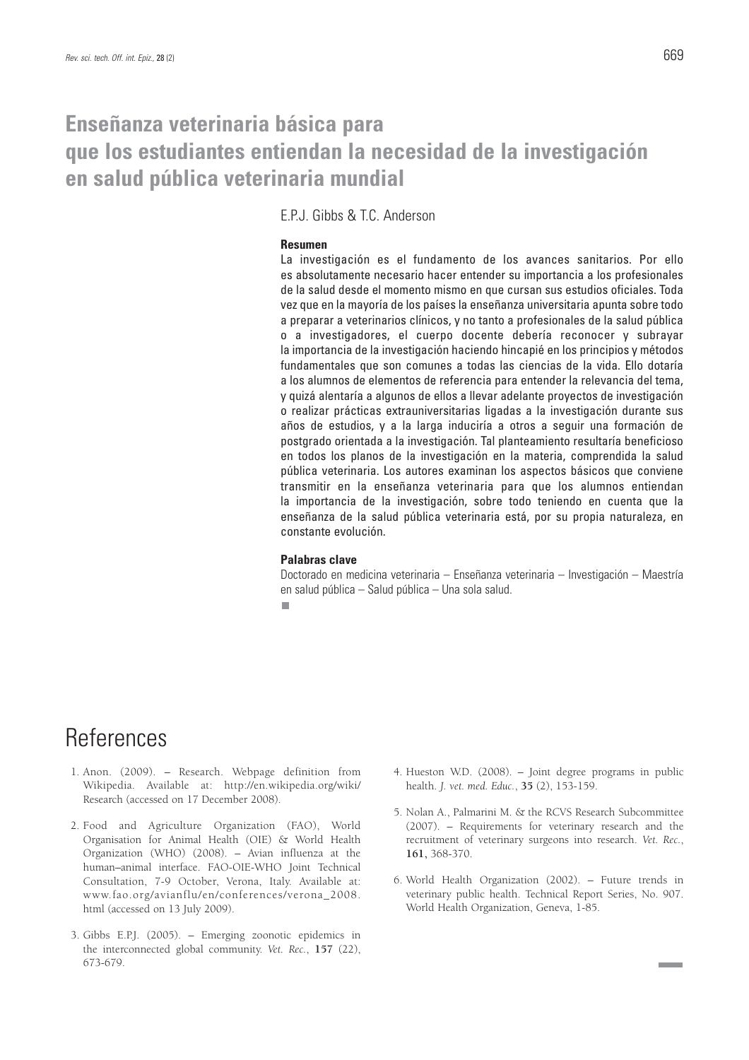# Enseñanza veterinaria básica para que los estudiantes entiendan la necesidad de la investigación en salud pública veterinaria mundial

E.P.J. Gibbs & T.C. Anderson

### Resumen

La investigación es el fundamento de los avances sanitarios. Por ello es absolutamente necesario hacer entender su importancia a los profesionales de la salud desde el momento mismo en que cursan sus estudios oficiales. Toda vez que en la mayoría de los países la enseñanza universitaria apunta sobre todo a preparar a veterinarios clínicos, y no tanto a profesionales de la salud pública o a investigadores, el cuerpo docente debería reconocer y subrayar la importancia de la investigación haciendo hincapié en los principios y métodos fundamentales que son comunes a todas las ciencias de la vida. Ello dotaría a los alumnos de elementos de referencia para entender la relevancia del tema, y quizá alentaría a algunos de ellos a llevar adelante proyectos de investigación o realizar prácticas extrauniversitarias ligadas a la investigación durante sus años de estudios, y a la larga induciría a otros a seguir una formación de postgrado orientada a la investigación. Tal planteamiento resultaría beneficioso en todos los planos de la investigación en la materia, comprendida la salud pública veterinaria. Los autores examinan los aspectos básicos que conviene transmitir en la enseñanza veterinaria para que los alumnos entiendan la importancia de la investigación, sobre todo teniendo en cuenta que la enseñanza de la salud pública veterinaria está, por su propia naturaleza, en constante evolución.

### Palabras clave

Doctorado en medicina veterinaria – Enseñanza veterinaria – Investigación – Maestría en salud pública – Salud pública – Una sola salud.

# References

1. Anon. (2009). – Research. Webpage definition from Wikipedia. Available at: http://en.wikipedia.org/wiki/Research (accessed on 17 December 2008).

2. Food and Agriculture Organization (FAO), World Organisation for Animal Health (OIE) & World Health Organization (WHO) (2008). – Avian influenza at the human–animal interface. FAO-OIE-WHO Joint Technical Consultation, 7-9 October, Verona, Italy. Available at: www.fao.org/avianflu/en/conferences/verona_2008.html (accessed on 13 July 2009).

3. Gibbs E.P.J. (2005). – Emerging zoonotic epidemics in the interconnected global community. *Vet. Rec.*, **157** (22), 673-679.

4. Hueston W.D. (2008). – Joint degree programs in public health. *J. vet. med. Educ.*, **35** (2), 153-159.

5. Nolan A., Palmarini M. & the RCVS Research Subcommittee (2007). – Requirements for veterinary research and the recruitment of veterinary surgeons into research. *Vet. Rec.*, **161**, 368-370.

6. World Health Organization (2002). – Future trends in veterinary public health. Technical Report Series, No. 907. World Health Organization, Geneva, 1-85.